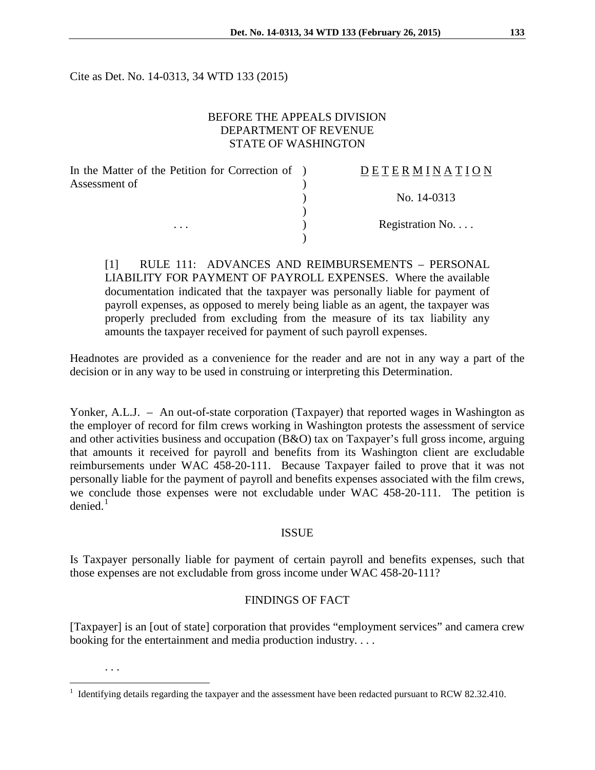Cite as Det. No. 14-0313, 34 WTD 133 (2015)

BEFORE THE APPEALS DIVISION
DEPARTMENT OF REVENUE
STATE OF WASHINGTON

| | | |
|---|---|---|
| In the Matter of the Petition for Correction of Assessment of | ) | D E T E R M I N A T I O N |
| | ) | No. 14-0313 |
| . . . | ) | Registration No. . . . |

[1] RULE 111: ADVANCES AND REIMBURSEMENTS – PERSONAL LIABILITY FOR PAYMENT OF PAYROLL EXPENSES. Where the available documentation indicated that the taxpayer was personally liable for payment of payroll expenses, as opposed to merely being liable as an agent, the taxpayer was properly precluded from excluding from the measure of its tax liability any amounts the taxpayer received for payment of such payroll expenses.

Headnotes are provided as a convenience for the reader and are not in any way a part of the decision or in any way to be used in construing or interpreting this Determination.

Yonker, A.L.J. – An out-of-state corporation (Taxpayer) that reported wages in Washington as the employer of record for film crews working in Washington protests the assessment of service and other activities business and occupation (B&O) tax on Taxpayer's full gross income, arguing that amounts it received for payroll and benefits from its Washington client are excludable reimbursements under WAC 458-20-111. Because Taxpayer failed to prove that it was not personally liable for the payment of payroll and benefits expenses associated with the film crews, we conclude those expenses were not excludable under WAC 458-20-111. The petition is denied.[1]

## ISSUE

Is Taxpayer personally liable for payment of certain payroll and benefits expenses, such that those expenses are not excludable from gross income under WAC 458-20-111?

## FINDINGS OF FACT

[Taxpayer] is an [out of state] corporation that provides "employment services" and camera crew booking for the entertainment and media production industry. . . .

. . .

[1] Identifying details regarding the taxpayer and the assessment have been redacted pursuant to RCW 82.32.410.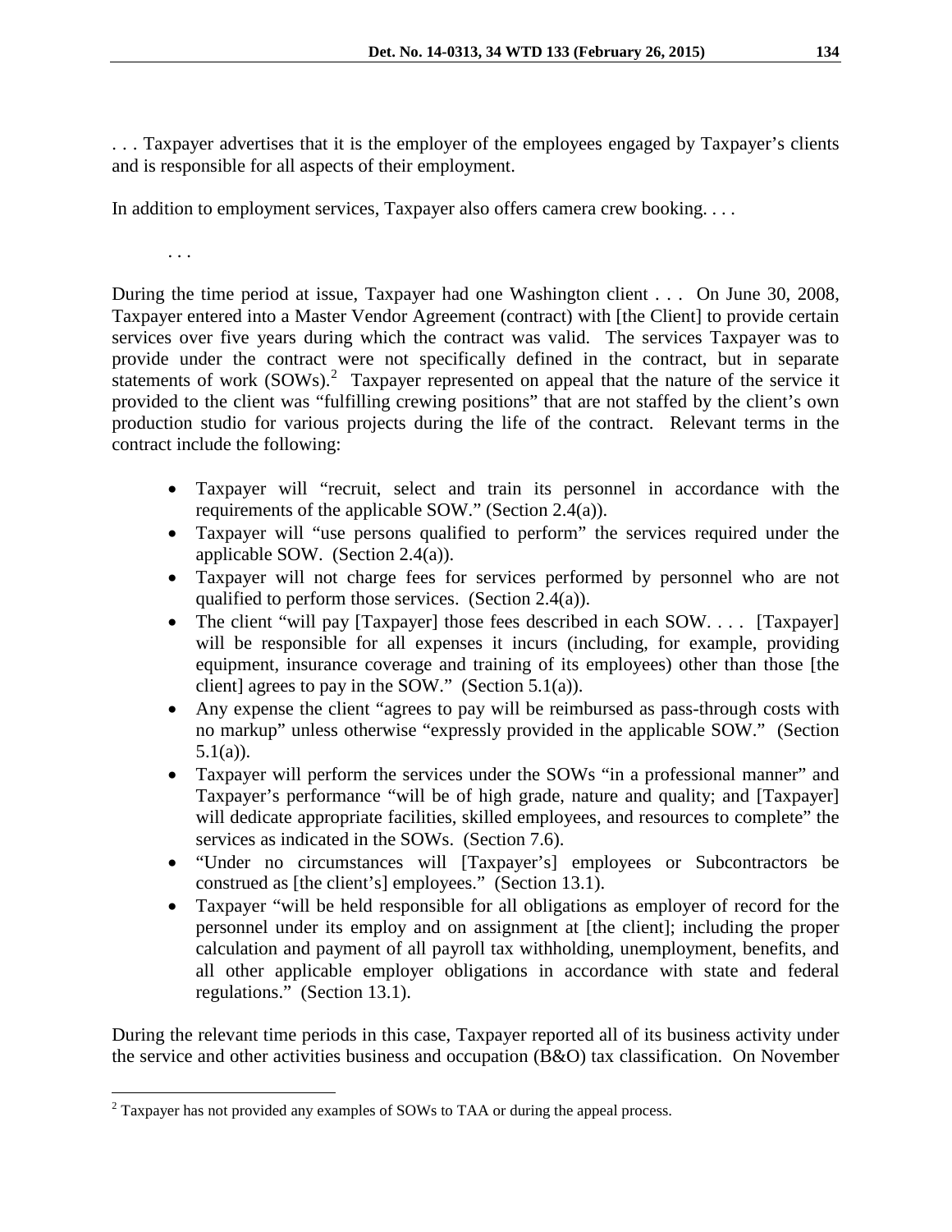. . . Taxpayer advertises that it is the employer of the employees engaged by Taxpayer's clients and is responsible for all aspects of their employment.

In addition to employment services, Taxpayer also offers camera crew booking. . . .

. . .

During the time period at issue, Taxpayer had one Washington client . . . On June 30, 2008, Taxpayer entered into a Master Vendor Agreement (contract) with [the Client] to provide certain services over five years during which the contract was valid. The services Taxpayer was to provide under the contract were not specifically defined in the contract, but in separate statements of work (SOWs).[2] Taxpayer represented on appeal that the nature of the service it provided to the client was "fulfilling crewing positions" that are not staffed by the client's own production studio for various projects during the life of the contract. Relevant terms in the contract include the following:

- Taxpayer will "recruit, select and train its personnel in accordance with the requirements of the applicable SOW." (Section 2.4(a)).
- Taxpayer will "use persons qualified to perform" the services required under the applicable SOW. (Section 2.4(a)).
- Taxpayer will not charge fees for services performed by personnel who are not qualified to perform those services. (Section 2.4(a)).
- The client "will pay [Taxpayer] those fees described in each SOW. . . . [Taxpayer] will be responsible for all expenses it incurs (including, for example, providing equipment, insurance coverage and training of its employees) other than those [the client] agrees to pay in the SOW." (Section 5.1(a)).
- Any expense the client "agrees to pay will be reimbursed as pass-through costs with no markup" unless otherwise "expressly provided in the applicable SOW." (Section 5.1(a)).
- Taxpayer will perform the services under the SOWs "in a professional manner" and Taxpayer's performance "will be of high grade, nature and quality; and [Taxpayer] will dedicate appropriate facilities, skilled employees, and resources to complete" the services as indicated in the SOWs. (Section 7.6).
- "Under no circumstances will [Taxpayer's] employees or Subcontractors be construed as [the client's] employees." (Section 13.1).
- Taxpayer "will be held responsible for all obligations as employer of record for the personnel under its employ and on assignment at [the client]; including the proper calculation and payment of all payroll tax withholding, unemployment, benefits, and all other applicable employer obligations in accordance with state and federal regulations." (Section 13.1).

During the relevant time periods in this case, Taxpayer reported all of its business activity under the service and other activities business and occupation (B&O) tax classification. On November

[2] Taxpayer has not provided any examples of SOWs to TAA or during the appeal process.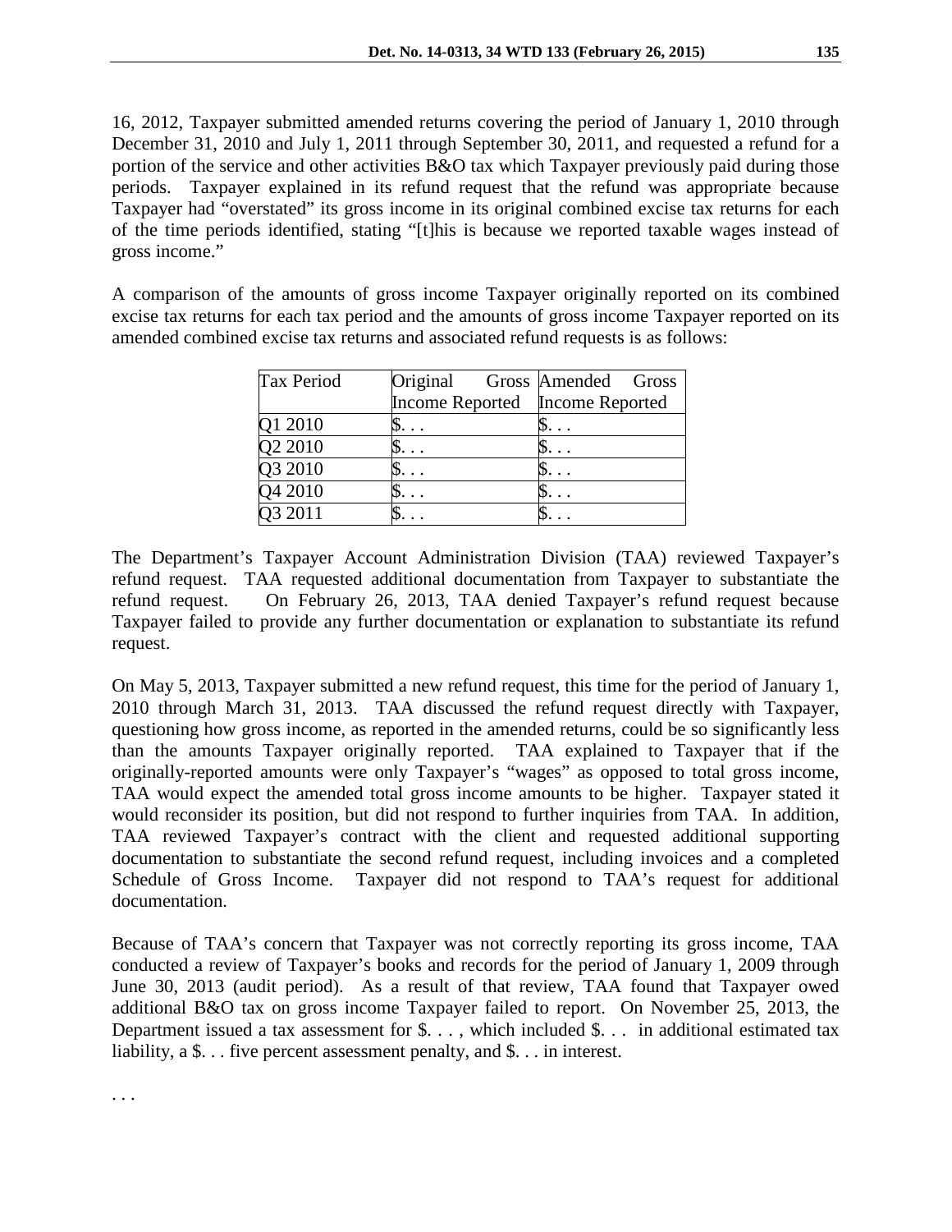16, 2012, Taxpayer submitted amended returns covering the period of January 1, 2010 through December 31, 2010 and July 1, 2011 through September 30, 2011, and requested a refund for a portion of the service and other activities B&O tax which Taxpayer previously paid during those periods. Taxpayer explained in its refund request that the refund was appropriate because Taxpayer had "overstated" its gross income in its original combined excise tax returns for each of the time periods identified, stating "[t]his is because we reported taxable wages instead of gross income."

A comparison of the amounts of gross income Taxpayer originally reported on its combined excise tax returns for each tax period and the amounts of gross income Taxpayer reported on its amended combined excise tax returns and associated refund requests is as follows:

| Tax Period | Original Gross Income Reported | Amended Gross Income Reported |
|---|---|---|
| Q1 2010 | $. . . | $. . . |
| Q2 2010 | $. . . | $. . . |
| Q3 2010 | $. . . | $. . . |
| Q4 2010 | $. . . | $. . . |
| Q3 2011 | $. . . | $. . . |

The Department's Taxpayer Account Administration Division (TAA) reviewed Taxpayer's refund request. TAA requested additional documentation from Taxpayer to substantiate the refund request. On February 26, 2013, TAA denied Taxpayer's refund request because Taxpayer failed to provide any further documentation or explanation to substantiate its refund request.

On May 5, 2013, Taxpayer submitted a new refund request, this time for the period of January 1, 2010 through March 31, 2013. TAA discussed the refund request directly with Taxpayer, questioning how gross income, as reported in the amended returns, could be so significantly less than the amounts Taxpayer originally reported. TAA explained to Taxpayer that if the originally-reported amounts were only Taxpayer's "wages" as opposed to total gross income, TAA would expect the amended total gross income amounts to be higher. Taxpayer stated it would reconsider its position, but did not respond to further inquiries from TAA. In addition, TAA reviewed Taxpayer's contract with the client and requested additional supporting documentation to substantiate the second refund request, including invoices and a completed Schedule of Gross Income. Taxpayer did not respond to TAA's request for additional documentation.

Because of TAA's concern that Taxpayer was not correctly reporting its gross income, TAA conducted a review of Taxpayer's books and records for the period of January 1, 2009 through June 30, 2013 (audit period). As a result of that review, TAA found that Taxpayer owed additional B&O tax on gross income Taxpayer failed to report. On November 25, 2013, the Department issued a tax assessment for $. . . , which included $. . . in additional estimated tax liability, a $. . . five percent assessment penalty, and $. . . in interest.

. . .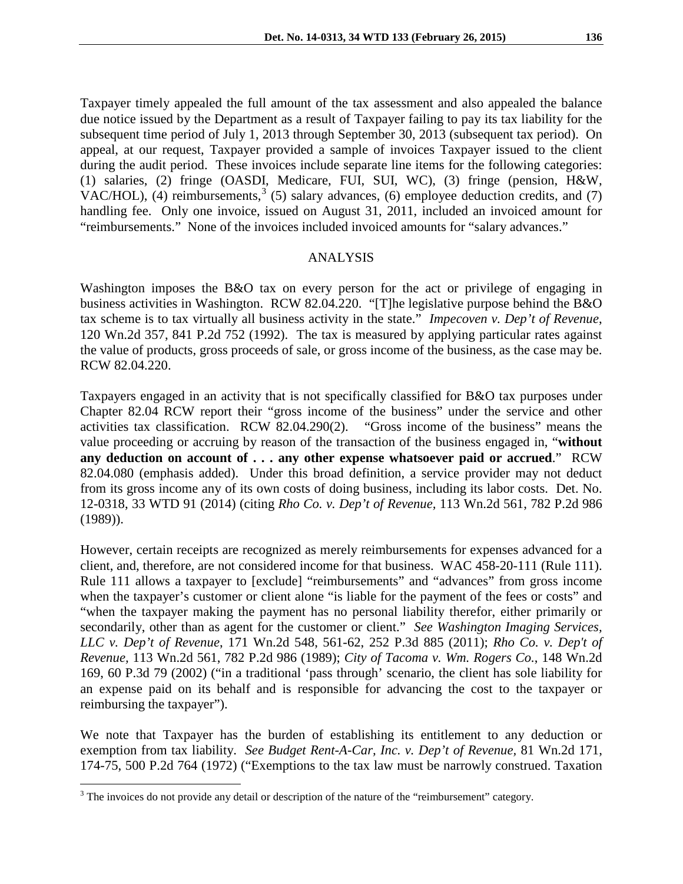Taxpayer timely appealed the full amount of the tax assessment and also appealed the balance due notice issued by the Department as a result of Taxpayer failing to pay its tax liability for the subsequent time period of July 1, 2013 through September 30, 2013 (subsequent tax period). On appeal, at our request, Taxpayer provided a sample of invoices Taxpayer issued to the client during the audit period. These invoices include separate line items for the following categories: (1) salaries, (2) fringe (OASDI, Medicare, FUI, SUI, WC), (3) fringe (pension, H&W, VAC/HOL), (4) reimbursements,[3] (5) salary advances, (6) employee deduction credits, and (7) handling fee. Only one invoice, issued on August 31, 2011, included an invoiced amount for "reimbursements." None of the invoices included invoiced amounts for "salary advances."

## ANALYSIS

Washington imposes the B&O tax on every person for the act or privilege of engaging in business activities in Washington. RCW 82.04.220. "[T]he legislative purpose behind the B&O tax scheme is to tax virtually all business activity in the state." *Impecoven v. Dep't of Revenue*, 120 Wn.2d 357, 841 P.2d 752 (1992). The tax is measured by applying particular rates against the value of products, gross proceeds of sale, or gross income of the business, as the case may be. RCW 82.04.220.

Taxpayers engaged in an activity that is not specifically classified for B&O tax purposes under Chapter 82.04 RCW report their "gross income of the business" under the service and other activities tax classification. RCW 82.04.290(2). "Gross income of the business" means the value proceeding or accruing by reason of the transaction of the business engaged in, "**without any deduction on account of . . . any other expense whatsoever paid or accrued**." RCW 82.04.080 (emphasis added). Under this broad definition, a service provider may not deduct from its gross income any of its own costs of doing business, including its labor costs. Det. No. 12-0318, 33 WTD 91 (2014) (citing *Rho Co. v. Dep't of Revenue*, 113 Wn.2d 561, 782 P.2d 986 (1989)).

However, certain receipts are recognized as merely reimbursements for expenses advanced for a client, and, therefore, are not considered income for that business. WAC 458-20-111 (Rule 111). Rule 111 allows a taxpayer to [exclude] "reimbursements" and "advances" from gross income when the taxpayer's customer or client alone "is liable for the payment of the fees or costs" and "when the taxpayer making the payment has no personal liability therefor, either primarily or secondarily, other than as agent for the customer or client." *See Washington Imaging Services, LLC v. Dep't of Revenue*, 171 Wn.2d 548, 561-62, 252 P.3d 885 (2011); *Rho Co. v. Dep't of Revenue*, 113 Wn.2d 561, 782 P.2d 986 (1989); *City of Tacoma v. Wm. Rogers Co.*, 148 Wn.2d 169, 60 P.3d 79 (2002) ("in a traditional 'pass through' scenario, the client has sole liability for an expense paid on its behalf and is responsible for advancing the cost to the taxpayer or reimbursing the taxpayer").

We note that Taxpayer has the burden of establishing its entitlement to any deduction or exemption from tax liability. *See Budget Rent-A-Car, Inc. v. Dep't of Revenue*, 81 Wn.2d 171, 174-75, 500 P.2d 764 (1972) ("Exemptions to the tax law must be narrowly construed. Taxation

---

[3] The invoices do not provide any detail or description of the nature of the "reimbursement" category.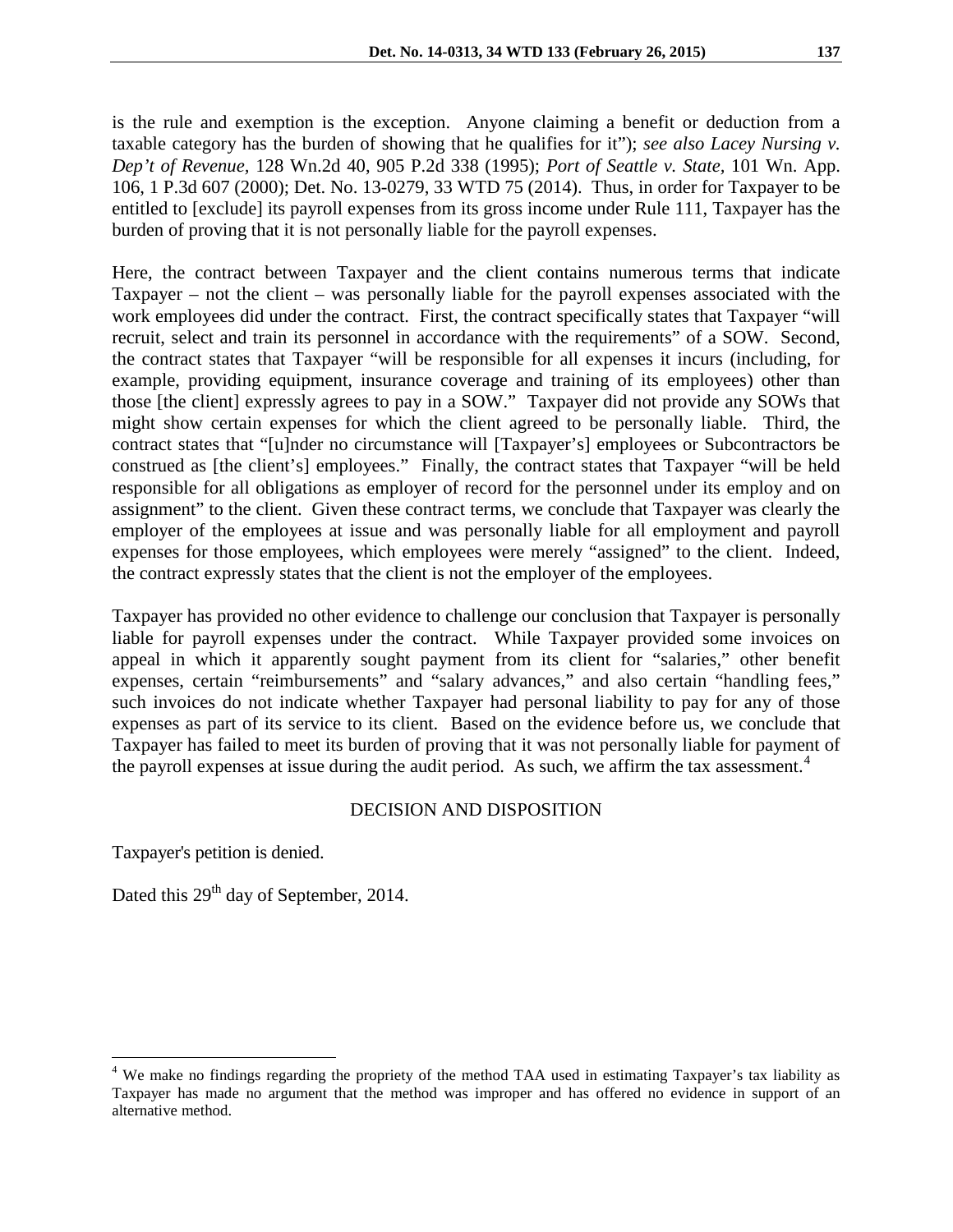is the rule and exemption is the exception. Anyone claiming a benefit or deduction from a taxable category has the burden of showing that he qualifies for it"); *see also Lacey Nursing v. Dep't of Revenue,* 128 Wn.2d 40, 905 P.2d 338 (1995); *Port of Seattle v. State,* 101 Wn. App. 106, 1 P.3d 607 (2000); Det. No. 13-0279, 33 WTD 75 (2014). Thus, in order for Taxpayer to be entitled to [exclude] its payroll expenses from its gross income under Rule 111, Taxpayer has the burden of proving that it is not personally liable for the payroll expenses.

Here, the contract between Taxpayer and the client contains numerous terms that indicate Taxpayer – not the client – was personally liable for the payroll expenses associated with the work employees did under the contract. First, the contract specifically states that Taxpayer "will recruit, select and train its personnel in accordance with the requirements" of a SOW. Second, the contract states that Taxpayer "will be responsible for all expenses it incurs (including, for example, providing equipment, insurance coverage and training of its employees) other than those [the client] expressly agrees to pay in a SOW." Taxpayer did not provide any SOWs that might show certain expenses for which the client agreed to be personally liable. Third, the contract states that "[u]nder no circumstance will [Taxpayer's] employees or Subcontractors be construed as [the client's] employees." Finally, the contract states that Taxpayer "will be held responsible for all obligations as employer of record for the personnel under its employ and on assignment" to the client. Given these contract terms, we conclude that Taxpayer was clearly the employer of the employees at issue and was personally liable for all employment and payroll expenses for those employees, which employees were merely "assigned" to the client. Indeed, the contract expressly states that the client is not the employer of the employees.

Taxpayer has provided no other evidence to challenge our conclusion that Taxpayer is personally liable for payroll expenses under the contract. While Taxpayer provided some invoices on appeal in which it apparently sought payment from its client for "salaries," other benefit expenses, certain "reimbursements" and "salary advances," and also certain "handling fees," such invoices do not indicate whether Taxpayer had personal liability to pay for any of those expenses as part of its service to its client. Based on the evidence before us, we conclude that Taxpayer has failed to meet its burden of proving that it was not personally liable for payment of the payroll expenses at issue during the audit period. As such, we affirm the tax assessment.[4]

## DECISION AND DISPOSITION

Taxpayer's petition is denied.

Dated this 29th day of September, 2014.

---

[4] We make no findings regarding the propriety of the method TAA used in estimating Taxpayer's tax liability as Taxpayer has made no argument that the method was improper and has offered no evidence in support of an alternative method.